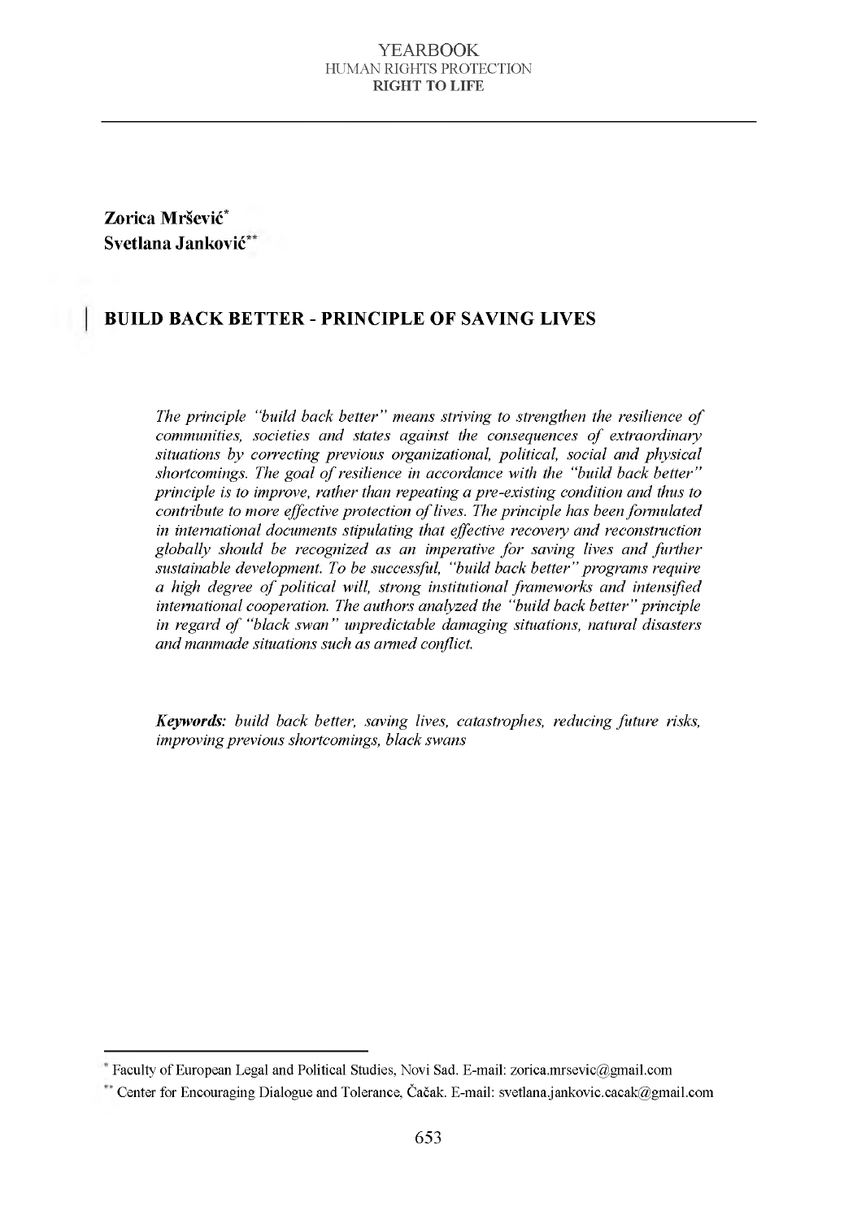Zorica Mršević[*]
Svetlana Janković[**]

# BUILD BACK BETTER - PRINCIPLE OF SAVING LIVES

*The principle "build back better" means striving to strengthen the resilience of communities, societies and states against the consequences of extraordinary situations by correcting previous organizational, political, social and physical shortcomings. The goal of resilience in accordance with the "build back better" principle is to improve, rather than repeating a pre-existing condition and thus to contribute to more effective protection of lives. The principle has been formulated in international documents stipulating that effective recovery and reconstruction globally should be recognized as an imperative for saving lives and further sustainable development. To be successful, "build back better" programs require a high degree of political will, strong institutional frameworks and intensified international cooperation. The authors analyzed the "build back better" principle in regard of "black swan" unpredictable damaging situations, natural disasters and manmade situations such as armed conflict.*

***Keywords:*** *build back better, saving lives, catastrophes, reducing future risks, improving previous shortcomings, black swans*

---

[*] Faculty of European Legal and Political Studies, Novi Sad. E-mail: zorica.mrsevic@gmail.com

[**] Center for Encouraging Dialogue and Tolerance, Čačak. E-mail: svetlana.jankovic.cacak@gmail.com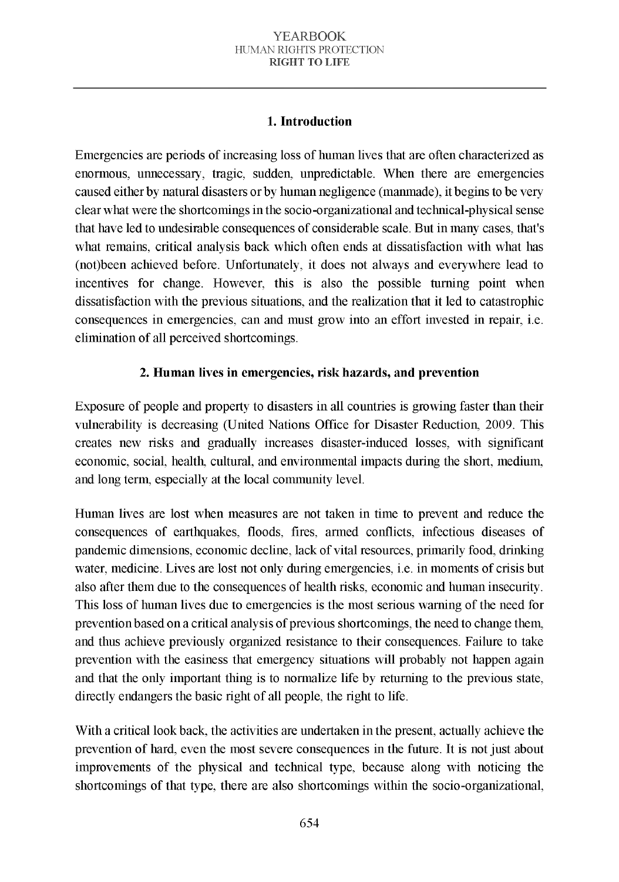## 1. Introduction

Emergencies are periods of increasing loss of human lives that are often characterized as enormous, unnecessary, tragic, sudden, unpredictable. When there are emergencies caused either by natural disasters or by human negligence (manmade), it begins to be very clear what were the shortcomings in the socio-organizational and technical-physical sense that have led to undesirable consequences of considerable scale. But in many cases, that's what remains, critical analysis back which often ends at dissatisfaction with what has (not)been achieved before. Unfortunately, it does not always and everywhere lead to incentives for change. However, this is also the possible turning point when dissatisfaction with the previous situations, and the realization that it led to catastrophic consequences in emergencies, can and must grow into an effort invested in repair, i.e. elimination of all perceived shortcomings.

## 2. Human lives in emergencies, risk hazards, and prevention

Exposure of people and property to disasters in all countries is growing faster than their vulnerability is decreasing (United Nations Office for Disaster Reduction, 2009. This creates new risks and gradually increases disaster-induced losses, with significant economic, social, health, cultural, and environmental impacts during the short, medium, and long term, especially at the local community level.

Human lives are lost when measures are not taken in time to prevent and reduce the consequences of earthquakes, floods, fires, armed conflicts, infectious diseases of pandemic dimensions, economic decline, lack of vital resources, primarily food, drinking water, medicine. Lives are lost not only during emergencies, i.e. in moments of crisis but also after them due to the consequences of health risks, economic and human insecurity. This loss of human lives due to emergencies is the most serious warning of the need for prevention based on a critical analysis of previous shortcomings, the need to change them, and thus achieve previously organized resistance to their consequences. Failure to take prevention with the easiness that emergency situations will probably not happen again and that the only important thing is to normalize life by returning to the previous state, directly endangers the basic right of all people, the right to life.

With a critical look back, the activities are undertaken in the present, actually achieve the prevention of hard, even the most severe consequences in the future. It is not just about improvements of the physical and technical type, because along with noticing the shortcomings of that type, there are also shortcomings within the socio-organizational,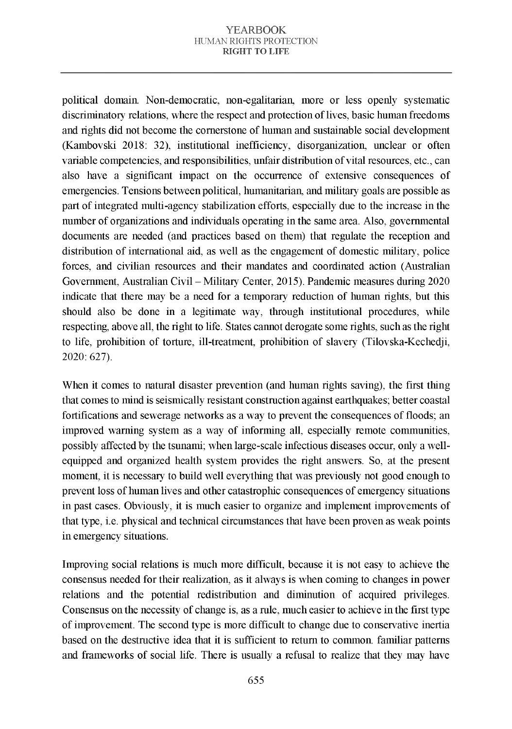political domain. Non-democratic, non-egalitarian, more or less openly systematic discriminatory relations, where the respect and protection of lives, basic human freedoms and rights did not become the cornerstone of human and sustainable social development (Kambovski 2018: 32), institutional inefficiency, disorganization, unclear or often variable competencies, and responsibilities, unfair distribution of vital resources, etc., can also have a significant impact on the occurrence of extensive consequences of emergencies. Tensions between political, humanitarian, and military goals are possible as part of integrated multi-agency stabilization efforts, especially due to the increase in the number of organizations and individuals operating in the same area. Also, governmental documents are needed (and practices based on them) that regulate the reception and distribution of international aid, as well as the engagement of domestic military, police forces, and civilian resources and their mandates and coordinated action (Australian Government, Australian Civil – Military Center, 2015). Pandemic measures during 2020 indicate that there may be a need for a temporary reduction of human rights, but this should also be done in a legitimate way, through institutional procedures, while respecting, above all, the right to life. States cannot derogate some rights, such as the right to life, prohibition of torture, ill-treatment, prohibition of slavery (Tilovska-Kechedji, 2020: 627).

When it comes to natural disaster prevention (and human rights saving), the first thing that comes to mind is seismically resistant construction against earthquakes; better coastal fortifications and sewerage networks as a way to prevent the consequences of floods; an improved warning system as a way of informing all, especially remote communities, possibly affected by the tsunami; when large-scale infectious diseases occur, only a well-equipped and organized health system provides the right answers. So, at the present moment, it is necessary to build well everything that was previously not good enough to prevent loss of human lives and other catastrophic consequences of emergency situations in past cases. Obviously, it is much easier to organize and implement improvements of that type, i.e. physical and technical circumstances that have been proven as weak points in emergency situations.

Improving social relations is much more difficult, because it is not easy to achieve the consensus needed for their realization, as it always is when coming to changes in power relations and the potential redistribution and diminution of acquired privileges. Consensus on the necessity of change is, as a rule, much easier to achieve in the first type of improvement. The second type is more difficult to change due to conservative inertia based on the destructive idea that it is sufficient to return to common. familiar patterns and frameworks of social life. There is usually a refusal to realize that they may have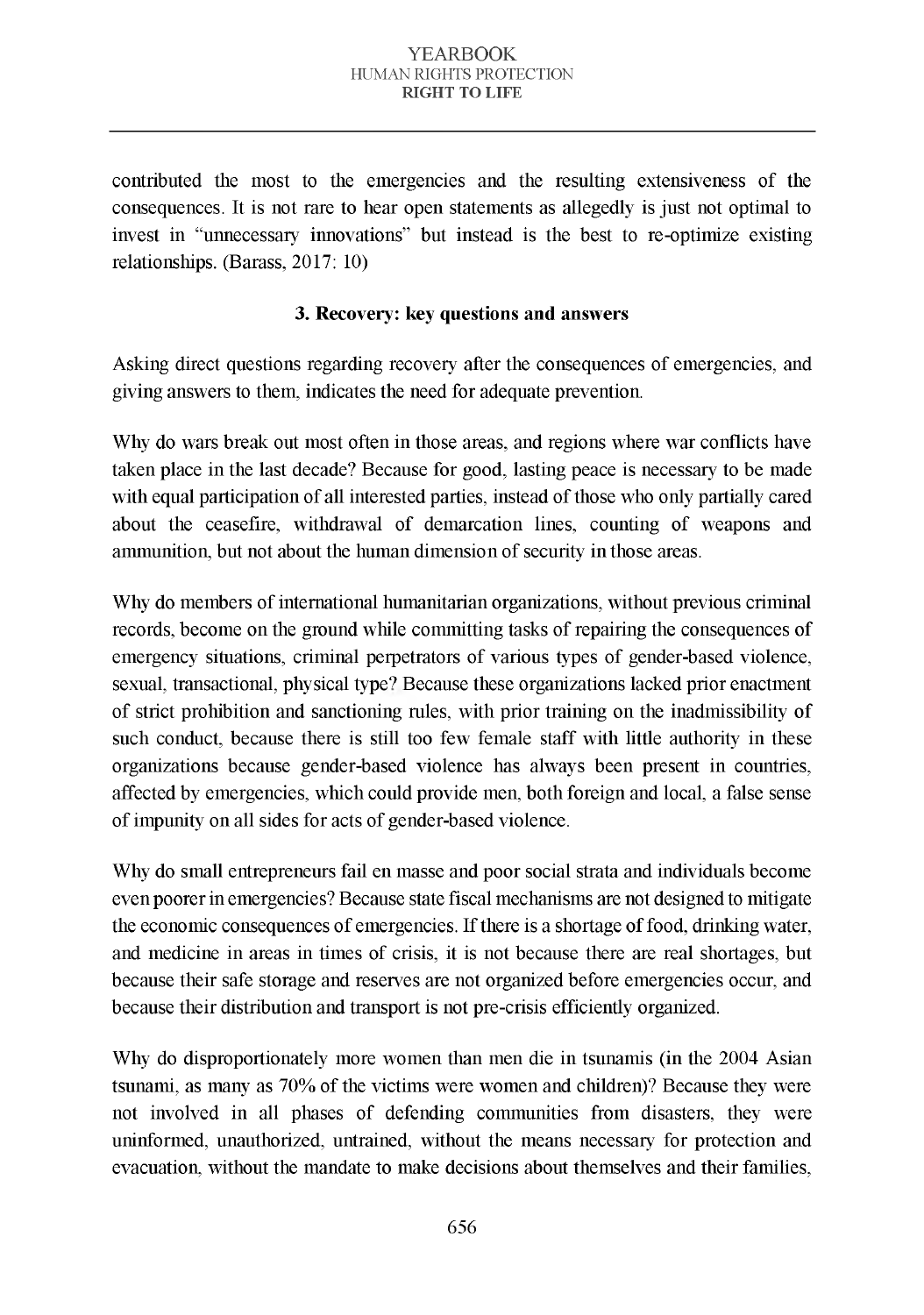contributed the most to the emergencies and the resulting extensiveness of the consequences. It is not rare to hear open statements as allegedly is just not optimal to invest in "unnecessary innovations" but instead is the best to re-optimize existing relationships. (Barass, 2017: 10)

### 3. Recovery: key questions and answers

Asking direct questions regarding recovery after the consequences of emergencies, and giving answers to them, indicates the need for adequate prevention.

Why do wars break out most often in those areas, and regions where war conflicts have taken place in the last decade? Because for good, lasting peace is necessary to be made with equal participation of all interested parties, instead of those who only partially cared about the ceasefire, withdrawal of demarcation lines, counting of weapons and ammunition, but not about the human dimension of security in those areas.

Why do members of international humanitarian organizations, without previous criminal records, become on the ground while committing tasks of repairing the consequences of emergency situations, criminal perpetrators of various types of gender-based violence, sexual, transactional, physical type? Because these organizations lacked prior enactment of strict prohibition and sanctioning rules, with prior training on the inadmissibility of such conduct, because there is still too few female staff with little authority in these organizations because gender-based violence has always been present in countries, affected by emergencies, which could provide men, both foreign and local, a false sense of impunity on all sides for acts of gender-based violence.

Why do small entrepreneurs fail en masse and poor social strata and individuals become even poorer in emergencies? Because state fiscal mechanisms are not designed to mitigate the economic consequences of emergencies. If there is a shortage of food, drinking water, and medicine in areas in times of crisis, it is not because there are real shortages, but because their safe storage and reserves are not organized before emergencies occur, and because their distribution and transport is not pre-crisis efficiently organized.

Why do disproportionately more women than men die in tsunamis (in the 2004 Asian tsunami, as many as 70% of the victims were women and children)? Because they were not involved in all phases of defending communities from disasters, they were uninformed, unauthorized, untrained, without the means necessary for protection and evacuation, without the mandate to make decisions about themselves and their families,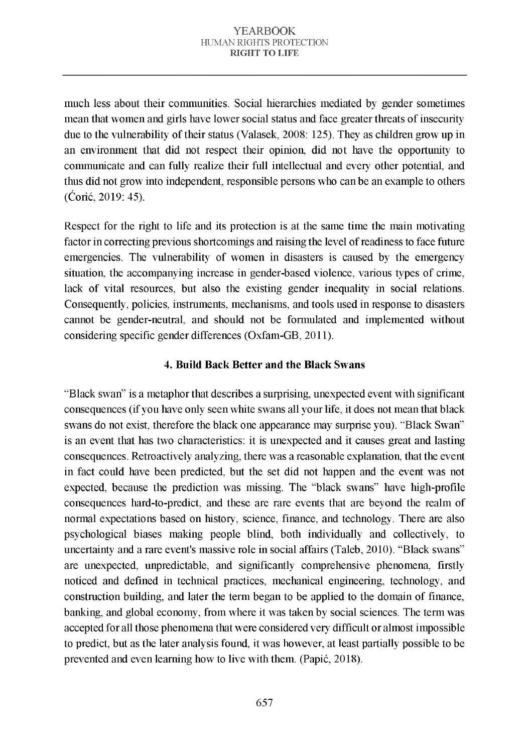much less about their communities. Social hierarchies mediated by gender sometimes mean that women and girls have lower social status and face greater threats of insecurity due to the vulnerability of their status (Valasek, 2008: 125). They as children grow up in an environment that did not respect their opinion, did not have the opportunity to communicate and can fully realize their full intellectual and every other potential, and thus did not grow into independent, responsible persons who can be an example to others (Ćorić, 2019: 45).

Respect for the right to life and its protection is at the same time the main motivating factor in correcting previous shortcomings and raising the level of readiness to face future emergencies. The vulnerability of women in disasters is caused by the emergency situation, the accompanying increase in gender-based violence, various types of crime, lack of vital resources, but also the existing gender inequality in social relations. Consequently, policies, instruments, mechanisms, and tools used in response to disasters cannot be gender-neutral, and should not be formulated and implemented without considering specific gender differences (Oxfam-GB, 2011).

## 4. Build Back Better and the Black Swans

"Black swan" is a metaphor that describes a surprising, unexpected event with significant consequences (if you have only seen white swans all your life, it does not mean that black swans do not exist, therefore the black one appearance may surprise you). "Black Swan" is an event that has two characteristics: it is unexpected and it causes great and lasting consequences. Retroactively analyzing, there was a reasonable explanation, that the event in fact could have been predicted, but the set did not happen and the event was not expected, because the prediction was missing. The "black swans" have high-profile consequences hard-to-predict, and these are rare events that are beyond the realm of normal expectations based on history, science, finance, and technology. There are also psychological biases making people blind, both individually and collectively, to uncertainty and a rare event's massive role in social affairs (Taleb, 2010). "Black swans" are unexpected, unpredictable, and significantly comprehensive phenomena, firstly noticed and defined in technical practices, mechanical engineering, technology, and construction building, and later the term began to be applied to the domain of finance, banking, and global economy, from where it was taken by social sciences. The term was accepted for all those phenomena that were considered very difficult or almost impossible to predict, but as the later analysis found, it was however, at least partially possible to be prevented and even learning how to live with them. (Papić, 2018).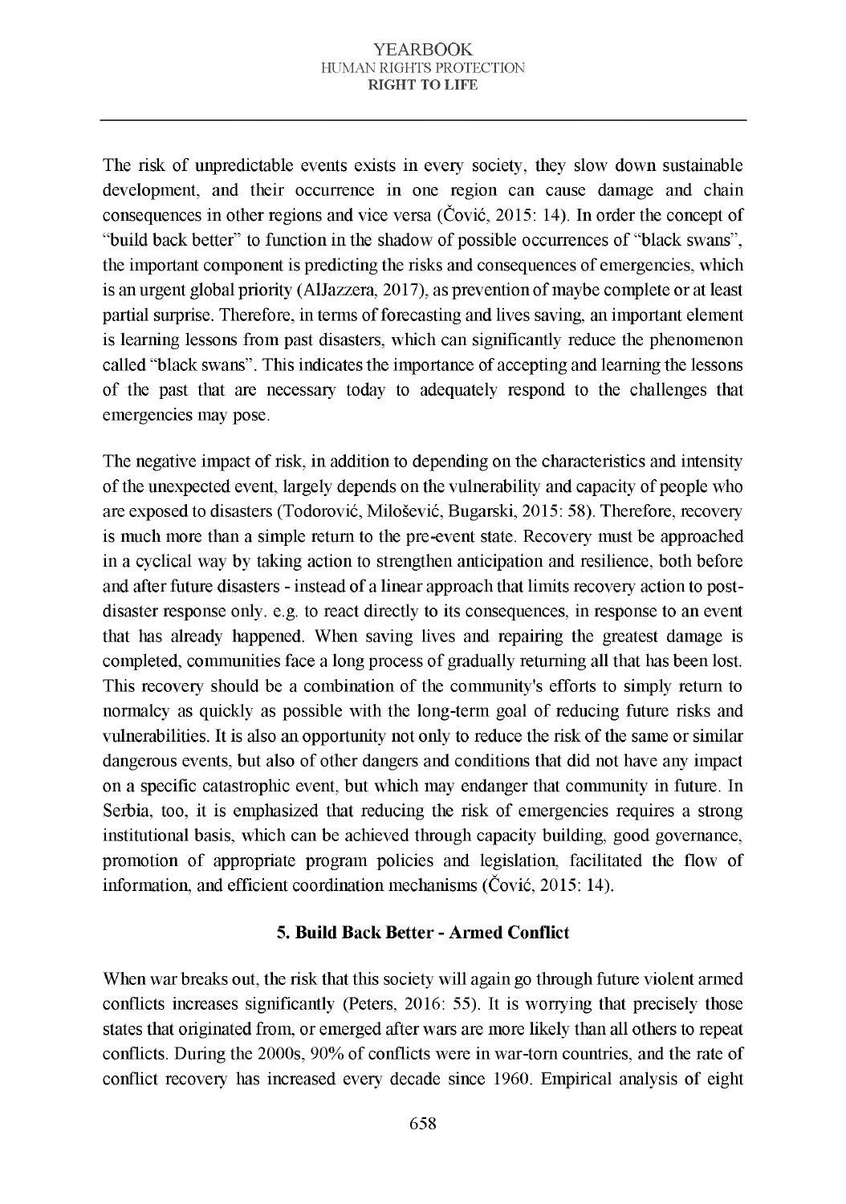The risk of unpredictable events exists in every society, they slow down sustainable development, and their occurrence in one region can cause damage and chain consequences in other regions and vice versa (Čović, 2015: 14). In order the concept of "build back better" to function in the shadow of possible occurrences of "black swans", the important component is predicting the risks and consequences of emergencies, which is an urgent global priority (AlJazzera, 2017), as prevention of maybe complete or at least partial surprise. Therefore, in terms of forecasting and lives saving, an important element is learning lessons from past disasters, which can significantly reduce the phenomenon called "black swans". This indicates the importance of accepting and learning the lessons of the past that are necessary today to adequately respond to the challenges that emergencies may pose.

The negative impact of risk, in addition to depending on the characteristics and intensity of the unexpected event, largely depends on the vulnerability and capacity of people who are exposed to disasters (Todorović, Milošević, Bugarski, 2015: 58). Therefore, recovery is much more than a simple return to the pre-event state. Recovery must be approached in a cyclical way by taking action to strengthen anticipation and resilience, both before and after future disasters - instead of a linear approach that limits recovery action to post-disaster response only. e.g. to react directly to its consequences, in response to an event that has already happened. When saving lives and repairing the greatest damage is completed, communities face a long process of gradually returning all that has been lost. This recovery should be a combination of the community's efforts to simply return to normalcy as quickly as possible with the long-term goal of reducing future risks and vulnerabilities. It is also an opportunity not only to reduce the risk of the same or similar dangerous events, but also of other dangers and conditions that did not have any impact on a specific catastrophic event, but which may endanger that community in future. In Serbia, too, it is emphasized that reducing the risk of emergencies requires a strong institutional basis, which can be achieved through capacity building, good governance, promotion of appropriate program policies and legislation, facilitated the flow of information, and efficient coordination mechanisms (Čović, 2015: 14).

## 5. Build Back Better - Armed Conflict

When war breaks out, the risk that this society will again go through future violent armed conflicts increases significantly (Peters, 2016: 55). It is worrying that precisely those states that originated from, or emerged after wars are more likely than all others to repeat conflicts. During the 2000s, 90% of conflicts were in war-torn countries, and the rate of conflict recovery has increased every decade since 1960. Empirical analysis of eight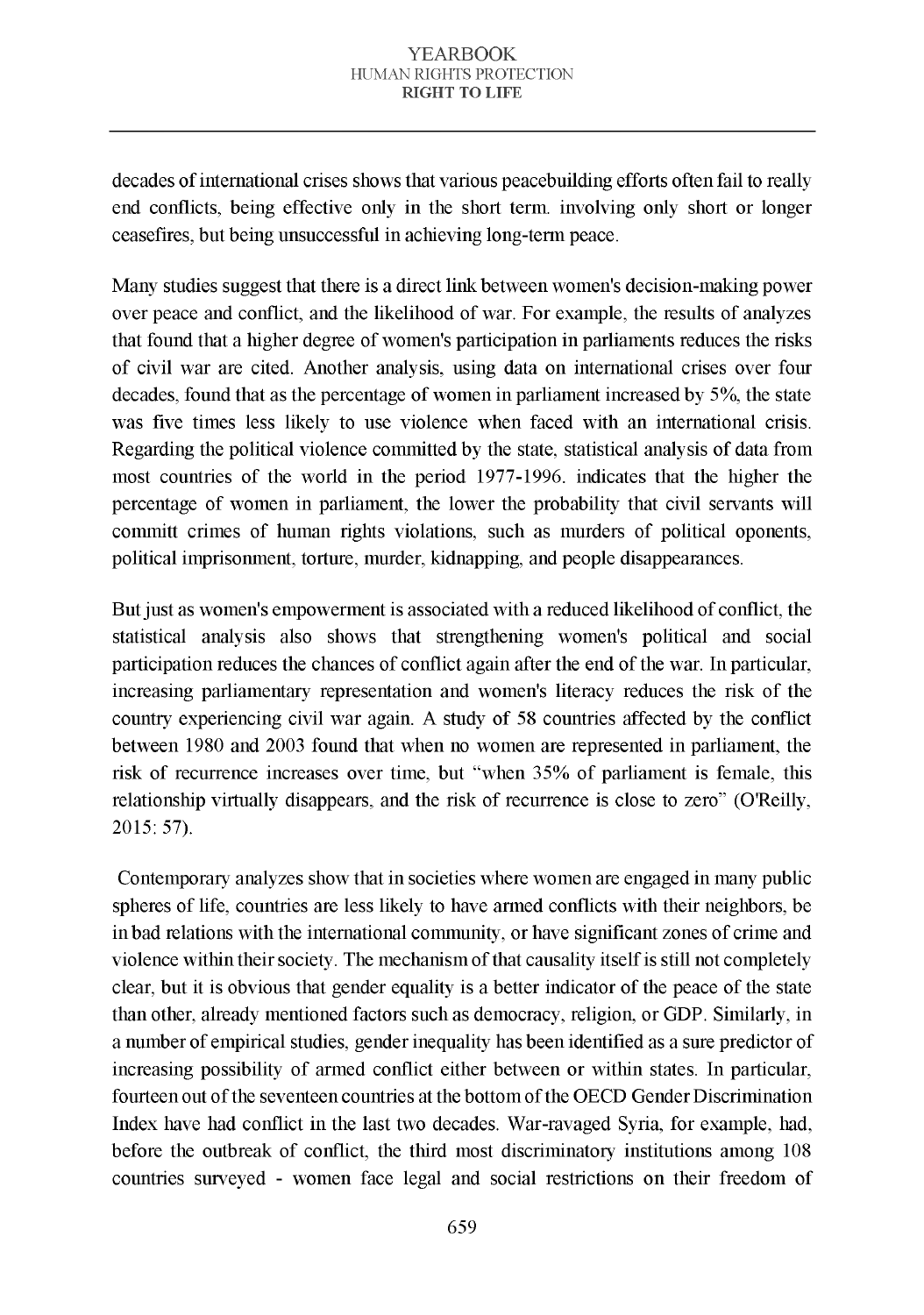decades of international crises shows that various peacebuilding efforts often fail to really end conflicts, being effective only in the short term. involving only short or longer ceasefires, but being unsuccessful in achieving long-term peace.

Many studies suggest that there is a direct link between women's decision-making power over peace and conflict, and the likelihood of war. For example, the results of analyzes that found that a higher degree of women's participation in parliaments reduces the risks of civil war are cited. Another analysis, using data on international crises over four decades, found that as the percentage of women in parliament increased by 5%, the state was five times less likely to use violence when faced with an international crisis. Regarding the political violence committed by the state, statistical analysis of data from most countries of the world in the period 1977-1996. indicates that the higher the percentage of women in parliament, the lower the probability that civil servants will committ crimes of human rights violations, such as murders of political oponents, political imprisonment, torture, murder, kidnapping, and people disappearances.

But just as women's empowerment is associated with a reduced likelihood of conflict, the statistical analysis also shows that strengthening women's political and social participation reduces the chances of conflict again after the end of the war. In particular, increasing parliamentary representation and women's literacy reduces the risk of the country experiencing civil war again. A study of 58 countries affected by the conflict between 1980 and 2003 found that when no women are represented in parliament, the risk of recurrence increases over time, but "when 35% of parliament is female, this relationship virtually disappears, and the risk of recurrence is close to zero" (O'Reilly, 2015: 57).

Contemporary analyzes show that in societies where women are engaged in many public spheres of life, countries are less likely to have armed conflicts with their neighbors, be in bad relations with the international community, or have significant zones of crime and violence within their society. The mechanism of that causality itself is still not completely clear, but it is obvious that gender equality is a better indicator of the peace of the state than other, already mentioned factors such as democracy, religion, or GDP. Similarly, in a number of empirical studies, gender inequality has been identified as a sure predictor of increasing possibility of armed conflict either between or within states. In particular, fourteen out of the seventeen countries at the bottom of the OECD Gender Discrimination Index have had conflict in the last two decades. War-ravaged Syria, for example, had, before the outbreak of conflict, the third most discriminatory institutions among 108 countries surveyed - women face legal and social restrictions on their freedom of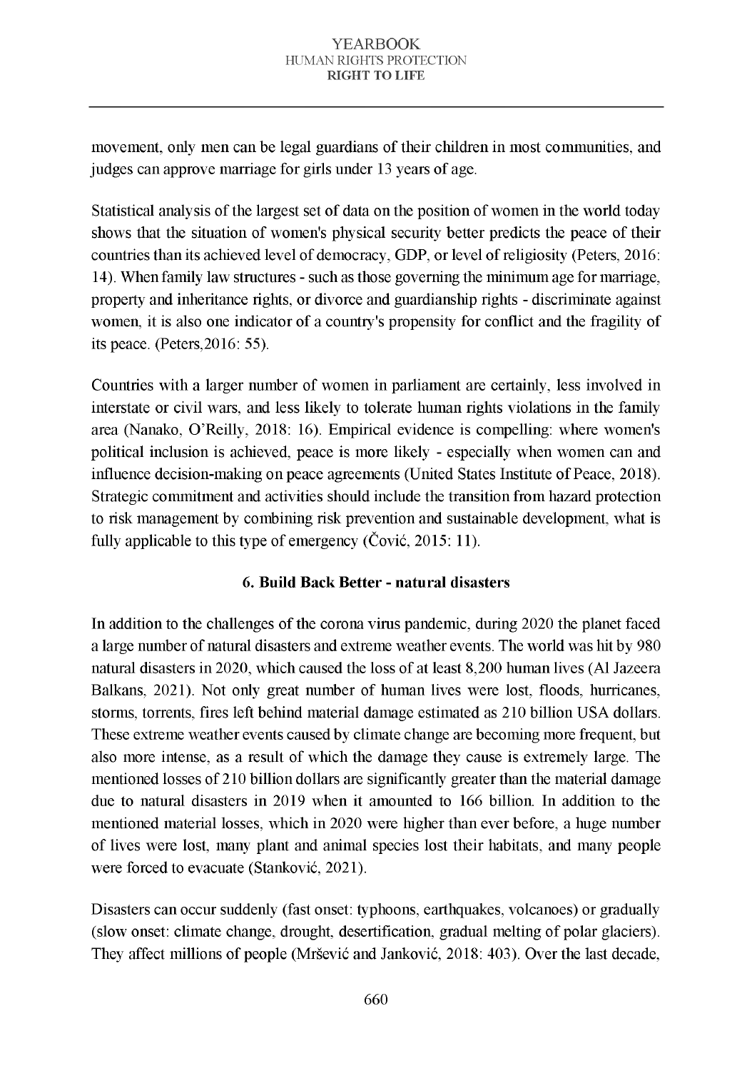movement, only men can be legal guardians of their children in most communities, and judges can approve marriage for girls under 13 years of age.

Statistical analysis of the largest set of data on the position of women in the world today shows that the situation of women's physical security better predicts the peace of their countries than its achieved level of democracy, GDP, or level of religiosity (Peters, 2016: 14). When family law structures - such as those governing the minimum age for marriage, property and inheritance rights, or divorce and guardianship rights - discriminate against women, it is also one indicator of a country's propensity for conflict and the fragility of its peace. (Peters,2016: 55).

Countries with a larger number of women in parliament are certainly, less involved in interstate or civil wars, and less likely to tolerate human rights violations in the family area (Nanako, O'Reilly, 2018: 16). Empirical evidence is compelling: where women's political inclusion is achieved, peace is more likely - especially when women can and influence decision-making on peace agreements (United States Institute of Peace, 2018). Strategic commitment and activities should include the transition from hazard protection to risk management by combining risk prevention and sustainable development, what is fully applicable to this type of emergency (Čović, 2015: 11).

## 6. Build Back Better - natural disasters

In addition to the challenges of the corona virus pandemic, during 2020 the planet faced a large number of natural disasters and extreme weather events. The world was hit by 980 natural disasters in 2020, which caused the loss of at least 8,200 human lives (Al Jazeera Balkans, 2021). Not only great number of human lives were lost, floods, hurricanes, storms, torrents, fires left behind material damage estimated as 210 billion USA dollars. These extreme weather events caused by climate change are becoming more frequent, but also more intense, as a result of which the damage they cause is extremely large. The mentioned losses of 210 billion dollars are significantly greater than the material damage due to natural disasters in 2019 when it amounted to 166 billion. In addition to the mentioned material losses, which in 2020 were higher than ever before, a huge number of lives were lost, many plant and animal species lost their habitats, and many people were forced to evacuate (Stanković, 2021).

Disasters can occur suddenly (fast onset: typhoons, earthquakes, volcanoes) or gradually (slow onset: climate change, drought, desertification, gradual melting of polar glaciers). They affect millions of people (Mršević and Janković, 2018: 403). Over the last decade,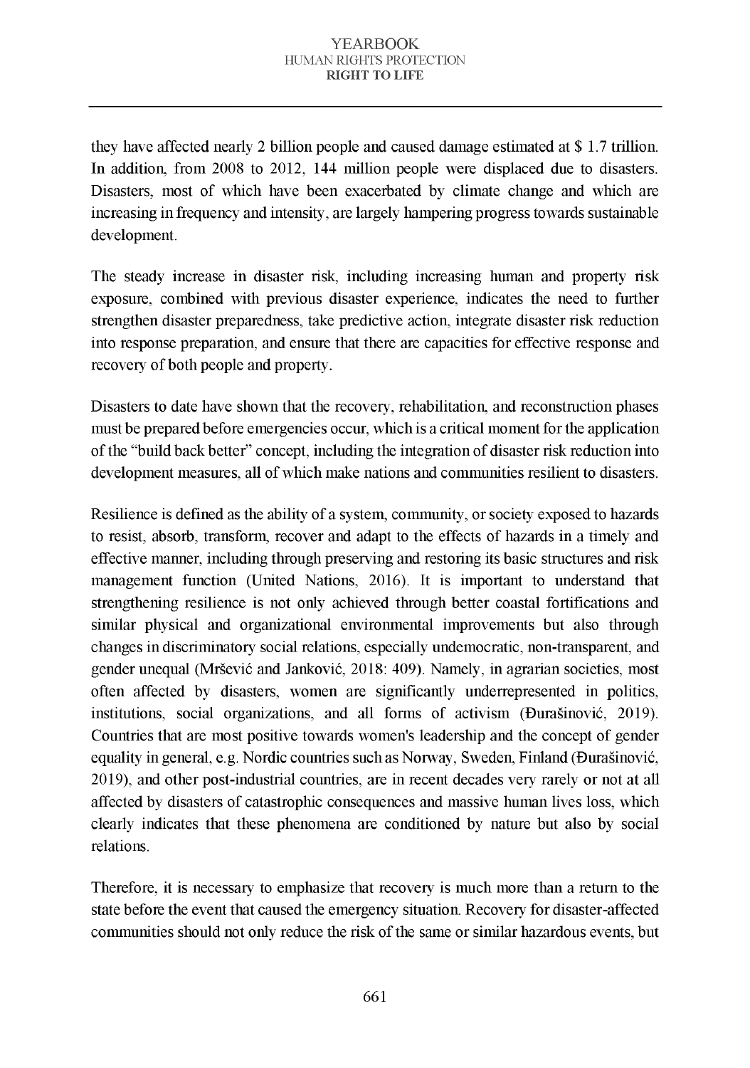they have affected nearly 2 billion people and caused damage estimated at $ 1.7 trillion. In addition, from 2008 to 2012, 144 million people were displaced due to disasters. Disasters, most of which have been exacerbated by climate change and which are increasing in frequency and intensity, are largely hampering progress towards sustainable development.

The steady increase in disaster risk, including increasing human and property risk exposure, combined with previous disaster experience, indicates the need to further strengthen disaster preparedness, take predictive action, integrate disaster risk reduction into response preparation, and ensure that there are capacities for effective response and recovery of both people and property.

Disasters to date have shown that the recovery, rehabilitation, and reconstruction phases must be prepared before emergencies occur, which is a critical moment for the application of the "build back better" concept, including the integration of disaster risk reduction into development measures, all of which make nations and communities resilient to disasters.

Resilience is defined as the ability of a system, community, or society exposed to hazards to resist, absorb, transform, recover and adapt to the effects of hazards in a timely and effective manner, including through preserving and restoring its basic structures and risk management function (United Nations, 2016). It is important to understand that strengthening resilience is not only achieved through better coastal fortifications and similar physical and organizational environmental improvements but also through changes in discriminatory social relations, especially undemocratic, non-transparent, and gender unequal (Mršević and Janković, 2018: 409). Namely, in agrarian societies, most often affected by disasters, women are significantly underrepresented in politics, institutions, social organizations, and all forms of activism (Đurašinović, 2019). Countries that are most positive towards women's leadership and the concept of gender equality in general, e.g. Nordic countries such as Norway, Sweden, Finland (Đurašinović, 2019), and other post-industrial countries, are in recent decades very rarely or not at all affected by disasters of catastrophic consequences and massive human lives loss, which clearly indicates that these phenomena are conditioned by nature but also by social relations.

Therefore, it is necessary to emphasize that recovery is much more than a return to the state before the event that caused the emergency situation. Recovery for disaster-affected communities should not only reduce the risk of the same or similar hazardous events, but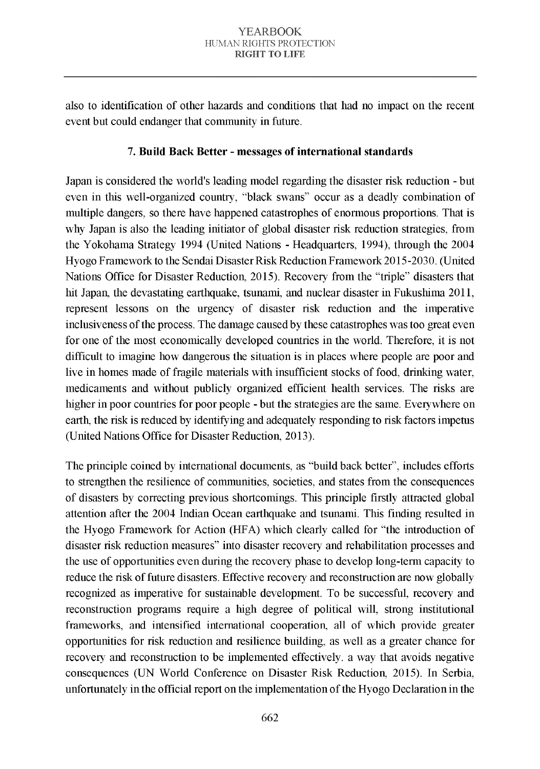also to identification of other hazards and conditions that had no impact on the recent event but could endanger that community in future.

### 7. Build Back Better - messages of international standards

Japan is considered the world's leading model regarding the disaster risk reduction - but even in this well-organized country, "black swans" occur as a deadly combination of multiple dangers, so there have happened catastrophes of enormous proportions. That is why Japan is also the leading initiator of global disaster risk reduction strategies, from the Yokohama Strategy 1994 (United Nations - Headquarters, 1994), through the 2004 Hyogo Framework to the Sendai Disaster Risk Reduction Framework 2015-2030. (United Nations Office for Disaster Reduction, 2015). Recovery from the "triple" disasters that hit Japan, the devastating earthquake, tsunami, and nuclear disaster in Fukushima 2011, represent lessons on the urgency of disaster risk reduction and the imperative inclusiveness of the process. The damage caused by these catastrophes was too great even for one of the most economically developed countries in the world. Therefore, it is not difficult to imagine how dangerous the situation is in places where people are poor and live in homes made of fragile materials with insufficient stocks of food, drinking water, medicaments and without publicly organized efficient health services. The risks are higher in poor countries for poor people - but the strategies are the same. Everywhere on earth, the risk is reduced by identifying and adequately responding to risk factors impetus (United Nations Office for Disaster Reduction, 2013).

The principle coined by international documents, as "build back better", includes efforts to strengthen the resilience of communities, societies, and states from the consequences of disasters by correcting previous shortcomings. This principle firstly attracted global attention after the 2004 Indian Ocean earthquake and tsunami. This finding resulted in the Hyogo Framework for Action (HFA) which clearly called for "the introduction of disaster risk reduction measures" into disaster recovery and rehabilitation processes and the use of opportunities even during the recovery phase to develop long-term capacity to reduce the risk of future disasters. Effective recovery and reconstruction are now globally recognized as imperative for sustainable development. To be successful, recovery and reconstruction programs require a high degree of political will, strong institutional frameworks, and intensified international cooperation, all of which provide greater opportunities for risk reduction and resilience building, as well as a greater chance for recovery and reconstruction to be implemented effectively. a way that avoids negative consequences (UN World Conference on Disaster Risk Reduction, 2015). In Serbia, unfortunately in the official report on the implementation of the Hyogo Declaration in the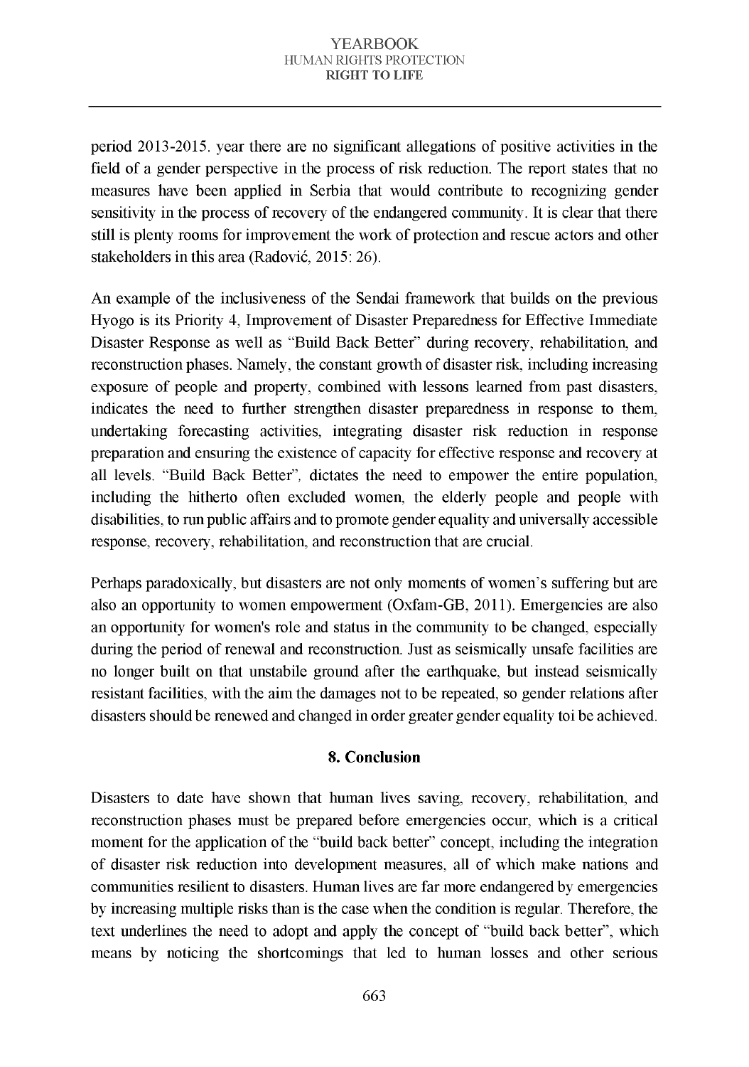period 2013-2015. year there are no significant allegations of positive activities in the field of a gender perspective in the process of risk reduction. The report states that no measures have been applied in Serbia that would contribute to recognizing gender sensitivity in the process of recovery of the endangered community. It is clear that there still is plenty rooms for improvement the work of protection and rescue actors and other stakeholders in this area (Radović, 2015: 26).

An example of the inclusiveness of the Sendai framework that builds on the previous Hyogo is its Priority 4, Improvement of Disaster Preparedness for Effective Immediate Disaster Response as well as "Build Back Better" during recovery, rehabilitation, and reconstruction phases. Namely, the constant growth of disaster risk, including increasing exposure of people and property, combined with lessons learned from past disasters, indicates the need to further strengthen disaster preparedness in response to them, undertaking forecasting activities, integrating disaster risk reduction in response preparation and ensuring the existence of capacity for effective response and recovery at all levels. "Build Back Better", dictates the need to empower the entire population, including the hitherto often excluded women, the elderly people and people with disabilities, to run public affairs and to promote gender equality and universally accessible response, recovery, rehabilitation, and reconstruction that are crucial.

Perhaps paradoxically, but disasters are not only moments of women's suffering but are also an opportunity to women empowerment (Oxfam-GB, 2011). Emergencies are also an opportunity for women's role and status in the community to be changed, especially during the period of renewal and reconstruction. Just as seismically unsafe facilities are no longer built on that unstabile ground after the earthquake, but instead seismically resistant facilities, with the aim the damages not to be repeated, so gender relations after disasters should be renewed and changed in order greater gender equality toi be achieved.

## 8. Conclusion

Disasters to date have shown that human lives saving, recovery, rehabilitation, and reconstruction phases must be prepared before emergencies occur, which is a critical moment for the application of the "build back better" concept, including the integration of disaster risk reduction into development measures, all of which make nations and communities resilient to disasters. Human lives are far more endangered by emergencies by increasing multiple risks than is the case when the condition is regular. Therefore, the text underlines the need to adopt and apply the concept of "build back better", which means by noticing the shortcomings that led to human losses and other serious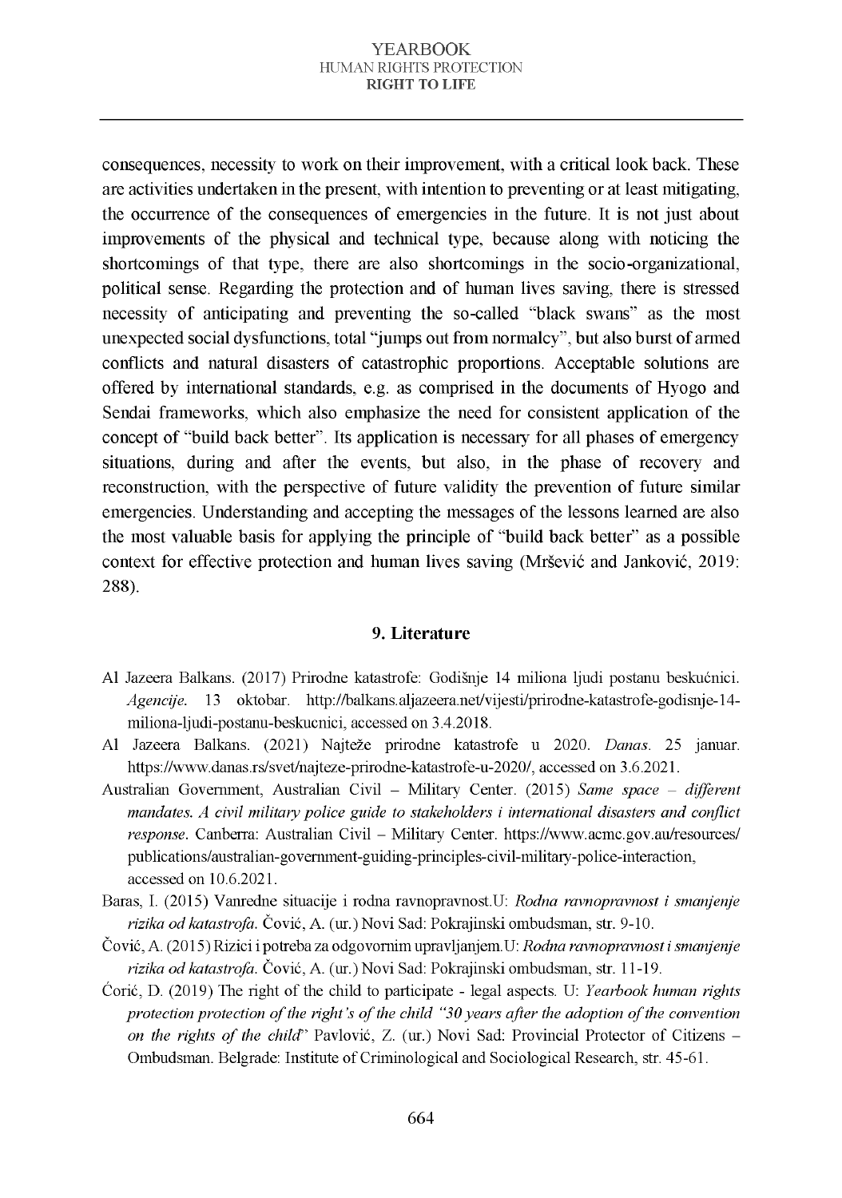consequences, necessity to work on their improvement, with a critical look back. These are activities undertaken in the present, with intention to preventing or at least mitigating, the occurrence of the consequences of emergencies in the future. It is not just about improvements of the physical and technical type, because along with noticing the shortcomings of that type, there are also shortcomings in the socio-organizational, political sense. Regarding the protection and of human lives saving, there is stressed necessity of anticipating and preventing the so-called "black swans" as the most unexpected social dysfunctions, total "jumps out from normalcy", but also burst of armed conflicts and natural disasters of catastrophic proportions. Acceptable solutions are offered by international standards, e.g. as comprised in the documents of Hyogo and Sendai frameworks, which also emphasize the need for consistent application of the concept of "build back better". Its application is necessary for all phases of emergency situations, during and after the events, but also, in the phase of recovery and reconstruction, with the perspective of future validity the prevention of future similar emergencies. Understanding and accepting the messages of the lessons learned are also the most valuable basis for applying the principle of "build back better" as a possible context for effective protection and human lives saving (Mršević and Janković, 2019: 288).

## 9. Literature

Al Jazeera Balkans. (2017) Prirodne katastrofe: Godišnje 14 miliona ljudi postanu beskućnici. *Agencije*. 13 oktobar. http://balkans.aljazeera.net/vijesti/prirodne-katastrofe-godisnje-14-miliona-ljudi-postanu-beskucnici, accessed on 3.4.2018.

Al Jazeera Balkans. (2021) Najteže prirodne katastrofe u 2020. *Danas*. 25 januar. https://www.danas.rs/svet/najteze-prirodne-katastrofe-u-2020/, accessed on 3.6.2021.

Australian Government, Australian Civil – Military Center. (2015) *Same space – different mandates. A civil military police guide to stakeholders i international disasters and conflict response*. Canberra: Australian Civil – Military Center. https://www.acmc.gov.au/resources/publications/australian-government-guiding-principles-civil-military-police-interaction, accessed on 10.6.2021.

Baras, I. (2015) Vanredne situacije i rodna ravnopravnost.U: *Rodna ravnopravnost i smanjenje rizika od katastrofa*. Čović, A. (ur.) Novi Sad: Pokrajinski ombudsman, str. 9-10.

Čović, A. (2015) Rizici i potreba za odgovornim upravljanjem.U: *Rodna ravnopravnost i smanjenje rizika od katastrofa*. Čović, A. (ur.) Novi Sad: Pokrajinski ombudsman, str. 11-19.

Ćorić, D. (2019) The right of the child to participate - legal aspects. U: *Yearbook human rights protection protection of the right's of the child "30 years after the adoption of the convention on the rights of the child"* Pavlović, Z. (ur.) Novi Sad: Provincial Protector of Citizens – Ombudsman. Belgrade: Institute of Criminological and Sociological Research, str. 45-61.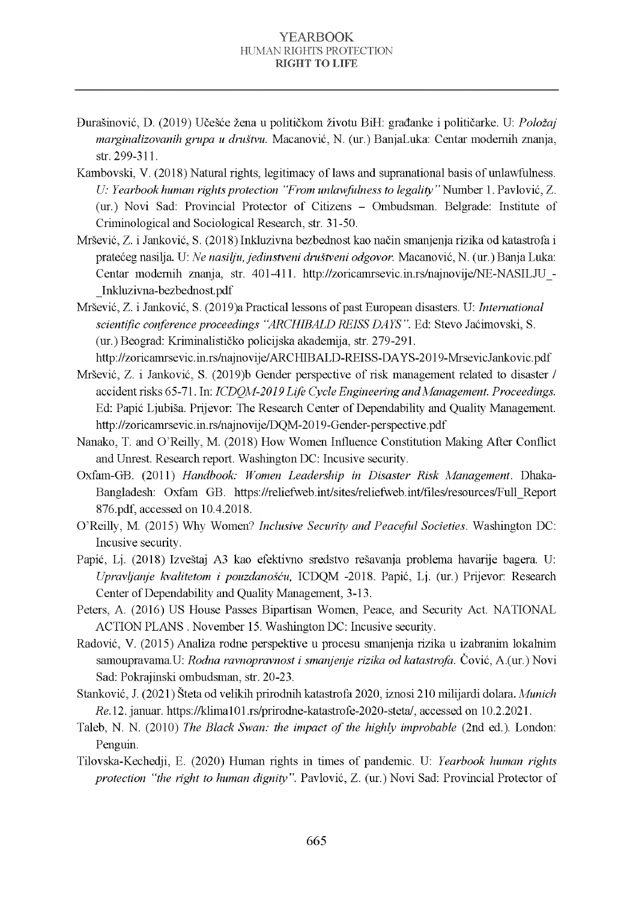Đurašinović, D. (2019) Učešće žena u političkom životu BiH: građanke i političarke. U: *Položaj marginalizovanih grupa u društvu.* Macanović, N. (ur.) BanjaLuka: Centar modernih znanja, str. 299-311.

Kambovski, V. (2018) Natural rights, legitimacy of laws and supranational basis of unlawfulness. *U: Yearbook human rights protection "From unlawfulness to legality"* Number 1. Pavlović, Z. (ur.) Novi Sad: Provincial Protector of Citizens – Ombudsman. Belgrade: Institute of Criminological and Sociological Research, str. 31-50.

Mršević, Z. i Janković, S. (2018) Inkluzivna bezbednost kao način smanjenja rizika od katastrofa i pratećeg nasilja. U: *Ne nasilju, jedinstveni društveni odgovor.* Macanović, N. (ur.) Banja Luka: Centar modernih znanja, str. 401-411. http://zoricamrsevic.in.rs/najnovije/NE-NASILJU_-_Inkluzivna-bezbednost.pdf

Mršević, Z. i Janković, S. (2019)a Practical lessons of past European disasters. U: *International scientific conference proceedings "ARCHIBALD REISS DAYS".* Ed: Stevo Jaćimovski, S. (ur.) Beograd: Kriminalističko policijska akademija, str. 279-291. http://zoricamrsevic.in.rs/najnovije/ARCHIBALD-REISS-DAYS-2019-MrsevicJankovic.pdf

Mršević, Z. i Janković, S. (2019)b Gender perspective of risk management related to disaster / accident risks 65-71. In: *ICDQM-2019 Life Cycle Engineering and Management. Proceedings.* Ed: Papić Ljubiša. Prijevor: The Research Center of Dependability and Quality Management. http://zoricamrsevic.in.rs/najnovije/DQM-2019-Gender-perspective.pdf

Nanako, T. and O'Reilly, M. (2018) How Women Influence Constitution Making After Conflict and Unrest. Research report. Washington DC: Incusive security.

Oxfam-GB. (2011) *Handbook: Women Leadership in Disaster Risk Management*. Dhaka-Bangladesh: Oxfam GB. https://reliefweb.int/sites/reliefweb.int/files/resources/Full_Report 876.pdf, accessed on 10.4.2018.

O'Reilly, M. (2015) Why Women? *Inclusive Security and Peaceful Societies.* Washington DC: Incusive security.

Papić, Lj. (2018) Izveštaj A3 kao efektivno sredstvo rešavanja problema havarije bagera. U: *Upravljanje kvalitetom i pouzdanošću,* ICDQM -2018. Papić, Lj. (ur.) Prijevor: Research Center of Dependability and Quality Management, 3-13.

Peters, A. (2016) US House Passes Bipartisan Women, Peace, and Security Act. NATIONAL ACTION PLANS . November 15. Washington DC: Incusive security.

Radović, V. (2015) Analiza rodne perspektive u procesu smanjenja rizika u izabranim lokalnim samoupravama.U: *Rodna ravnopravnost i smanjenje rizika od katastrofa.* Čović, A.(ur.) Novi Sad: Pokrajinski ombudsman, str. 20-23.

Stanković, J. (2021) Šteta od velikih prirodnih katastrofa 2020, iznosi 210 milijardi dolara. *Munich Re.*12. januar. https://klima101.rs/prirodne-katastrofe-2020-steta/, accessed on 10.2.2021.

Taleb, N. N. (2010) *The Black Swan: the impact of the highly improbable* (2nd ed.). London: Penguin.

Tilovska-Kechedji, E. (2020) Human rights in times of pandemic. U: *Yearbook human rights protection "the right to human dignity".* Pavlović, Z. (ur.) Novi Sad: Provincial Protector of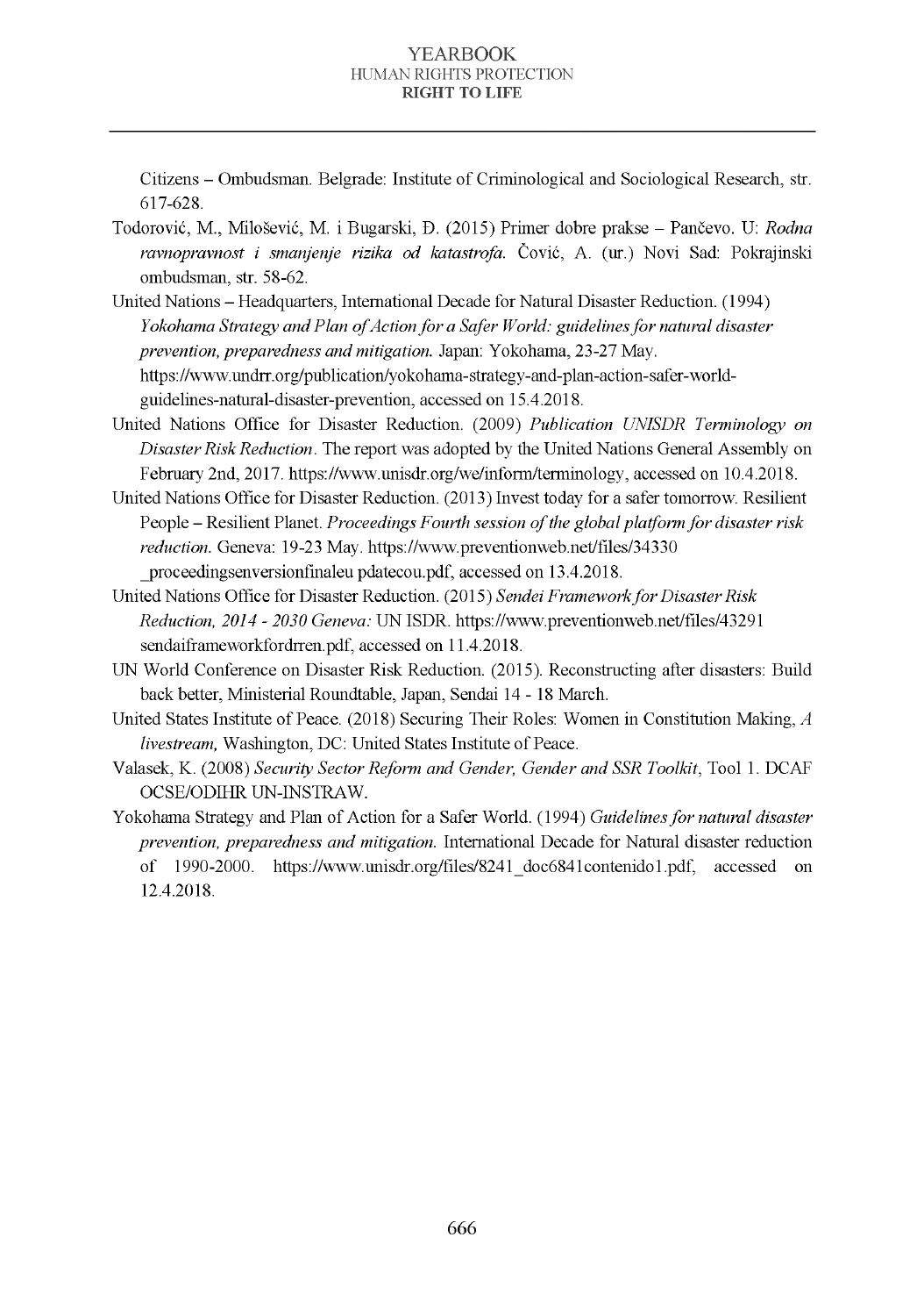Citizens – Ombudsman. Belgrade: Institute of Criminological and Sociological Research, str. 617-628.

Todorović, M., Milošević, M. i Bugarski, Đ. (2015) Primer dobre prakse – Pančevo. U: *Rodna ravnopravnost i smanjenje rizika od katastrofa.* Čović, A. (ur.) Novi Sad: Pokrajinski ombudsman, str. 58-62.

United Nations – Headquarters, International Decade for Natural Disaster Reduction. (1994) *Yokohama Strategy and Plan of Action for a Safer World: guidelines for natural disaster prevention, preparedness and mitigation.* Japan: Yokohama, 23-27 May. https://www.undrr.org/publication/yokohama-strategy-and-plan-action-safer-world-guidelines-natural-disaster-prevention, accessed on 15.4.2018.

United Nations Office for Disaster Reduction. (2009) *Publication UNISDR Terminology on Disaster Risk Reduction*. The report was adopted by the United Nations General Assembly on February 2nd, 2017. https://www.unisdr.org/we/inform/terminology, accessed on 10.4.2018.

United Nations Office for Disaster Reduction. (2013) Invest today for a safer tomorrow. Resilient People – Resilient Planet. *Proceedings Fourth session of the global platform for disaster risk reduction.* Geneva: 19-23 May. https://www.preventionweb.net/files/34330 _proceedingsenversionfinaleu pdatecou.pdf, accessed on 13.4.2018.

United Nations Office for Disaster Reduction. (2015) *Sendei Framework for Disaster Risk Reduction, 2014 - 2030 Geneva:* UN ISDR. https://www.preventionweb.net/files/43291 sendaiframeworkfordrren.pdf, accessed on 11.4.2018.

UN World Conference on Disaster Risk Reduction. (2015). Reconstructing after disasters: Build back better, Ministerial Roundtable, Japan, Sendai 14 - 18 March.

United States Institute of Peace. (2018) Securing Their Roles: Women in Constitution Making, *A livestream,* Washington, DC: United States Institute of Peace.

Valasek, K. (2008) *Security Sector Reform and Gender, Gender and SSR Toolkit*, Tool 1. DCAF OCSE/ODIHR UN-INSTRAW.

Yokohama Strategy and Plan of Action for a Safer World. (1994) *Guidelines for natural disaster prevention, preparedness and mitigation.* International Decade for Natural disaster reduction of 1990-2000. https://www.unisdr.org/files/8241_doc6841contenido1.pdf, accessed on 12.4.2018.